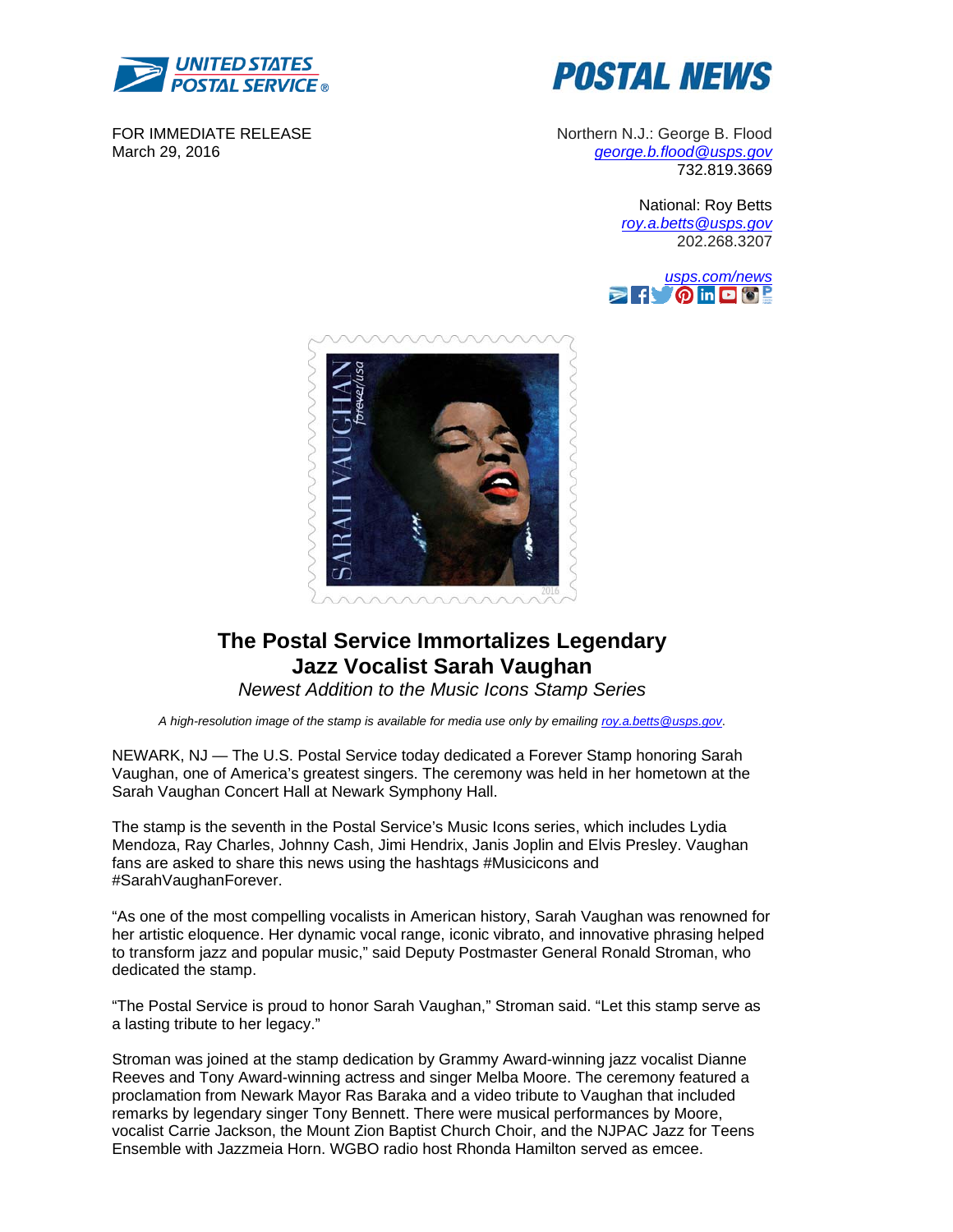UNITED STATES POSTAL SERVICE®

# POSTAL NEWS

FOR IMMEDIATE RELEASE
March 29, 2016

Northern N.J.: George B. Flood
george.b.flood@usps.gov
732.819.3669

National: Roy Betts
roy.a.betts@usps.gov
202.268.3207

usps.com/news

## The Postal Service Immortalizes Legendary Jazz Vocalist Sarah Vaughan

*Newest Addition to the Music Icons Stamp Series*

*A high-resolution image of the stamp is available for media use only by emailing roy.a.betts@usps.gov.*

NEWARK, NJ — The U.S. Postal Service today dedicated a Forever Stamp honoring Sarah Vaughan, one of America's greatest singers. The ceremony was held in her hometown at the Sarah Vaughan Concert Hall at Newark Symphony Hall.

The stamp is the seventh in the Postal Service's Music Icons series, which includes Lydia Mendoza, Ray Charles, Johnny Cash, Jimi Hendrix, Janis Joplin and Elvis Presley. Vaughan fans are asked to share this news using the hashtags #Musicicons and #SarahVaughanForever.

"As one of the most compelling vocalists in American history, Sarah Vaughan was renowned for her artistic eloquence. Her dynamic vocal range, iconic vibrato, and innovative phrasing helped to transform jazz and popular music," said Deputy Postmaster General Ronald Stroman, who dedicated the stamp.

"The Postal Service is proud to honor Sarah Vaughan," Stroman said. "Let this stamp serve as a lasting tribute to her legacy."

Stroman was joined at the stamp dedication by Grammy Award-winning jazz vocalist Dianne Reeves and Tony Award-winning actress and singer Melba Moore. The ceremony featured a proclamation from Newark Mayor Ras Baraka and a video tribute to Vaughan that included remarks by legendary singer Tony Bennett. There were musical performances by Moore, vocalist Carrie Jackson, the Mount Zion Baptist Church Choir, and the NJPAC Jazz for Teens Ensemble with Jazzmeia Horn. WGBO radio host Rhonda Hamilton served as emcee.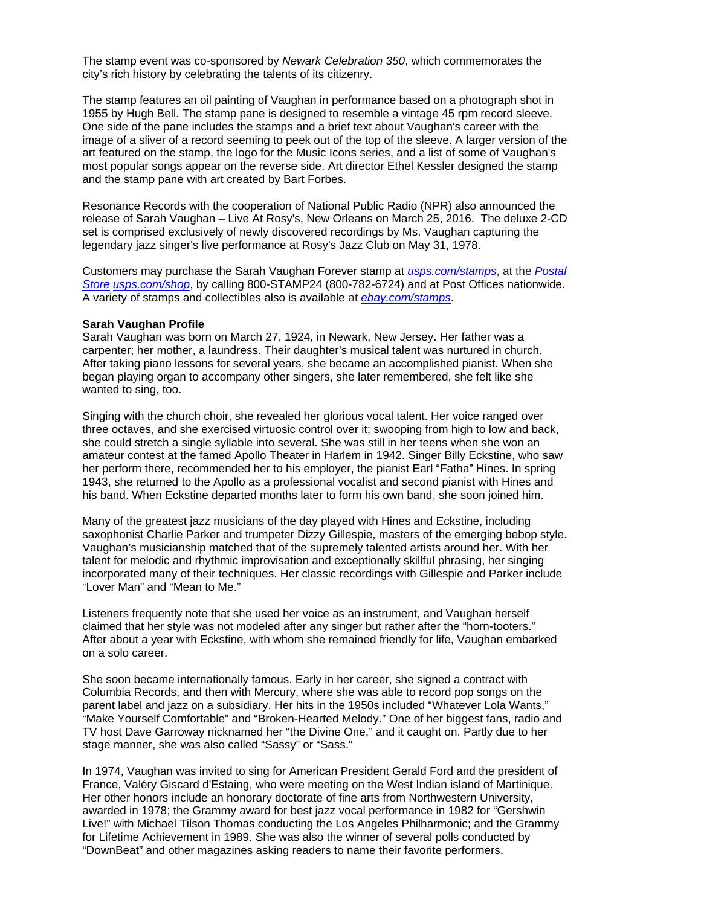The stamp event was co-sponsored by *Newark Celebration 350*, which commemorates the city's rich history by celebrating the talents of its citizenry.

The stamp features an oil painting of Vaughan in performance based on a photograph shot in 1955 by Hugh Bell. The stamp pane is designed to resemble a vintage 45 rpm record sleeve. One side of the pane includes the stamps and a brief text about Vaughan's career with the image of a sliver of a record seeming to peek out of the top of the sleeve. A larger version of the art featured on the stamp, the logo for the Music Icons series, and a list of some of Vaughan's most popular songs appear on the reverse side. Art director Ethel Kessler designed the stamp and the stamp pane with art created by Bart Forbes.

Resonance Records with the cooperation of National Public Radio (NPR) also announced the release of Sarah Vaughan – Live At Rosy's, New Orleans on March 25, 2016. The deluxe 2-CD set is comprised exclusively of newly discovered recordings by Ms. Vaughan capturing the legendary jazz singer's live performance at Rosy's Jazz Club on May 31, 1978.

Customers may purchase the Sarah Vaughan Forever stamp at *usps.com/stamps*, at the *Postal Store* *usps.com/shop*, by calling 800-STAMP24 (800-782-6724) and at Post Offices nationwide. A variety of stamps and collectibles also is available at *ebay.com/stamps*.

**Sarah Vaughan Profile**

Sarah Vaughan was born on March 27, 1924, in Newark, New Jersey. Her father was a carpenter; her mother, a laundress. Their daughter's musical talent was nurtured in church. After taking piano lessons for several years, she became an accomplished pianist. When she began playing organ to accompany other singers, she later remembered, she felt like she wanted to sing, too.

Singing with the church choir, she revealed her glorious vocal talent. Her voice ranged over three octaves, and she exercised virtuosic control over it; swooping from high to low and back, she could stretch a single syllable into several. She was still in her teens when she won an amateur contest at the famed Apollo Theater in Harlem in 1942. Singer Billy Eckstine, who saw her perform there, recommended her to his employer, the pianist Earl "Fatha" Hines. In spring 1943, she returned to the Apollo as a professional vocalist and second pianist with Hines and his band. When Eckstine departed months later to form his own band, she soon joined him.

Many of the greatest jazz musicians of the day played with Hines and Eckstine, including saxophonist Charlie Parker and trumpeter Dizzy Gillespie, masters of the emerging bebop style. Vaughan's musicianship matched that of the supremely talented artists around her. With her talent for melodic and rhythmic improvisation and exceptionally skillful phrasing, her singing incorporated many of their techniques. Her classic recordings with Gillespie and Parker include "Lover Man" and "Mean to Me."

Listeners frequently note that she used her voice as an instrument, and Vaughan herself claimed that her style was not modeled after any singer but rather after the "horn-tooters." After about a year with Eckstine, with whom she remained friendly for life, Vaughan embarked on a solo career.

She soon became internationally famous. Early in her career, she signed a contract with Columbia Records, and then with Mercury, where she was able to record pop songs on the parent label and jazz on a subsidiary. Her hits in the 1950s included "Whatever Lola Wants," "Make Yourself Comfortable" and "Broken-Hearted Melody." One of her biggest fans, radio and TV host Dave Garroway nicknamed her "the Divine One," and it caught on. Partly due to her stage manner, she was also called "Sassy" or "Sass."

In 1974, Vaughan was invited to sing for American President Gerald Ford and the president of France, Valéry Giscard d'Estaing, who were meeting on the West Indian island of Martinique. Her other honors include an honorary doctorate of fine arts from Northwestern University, awarded in 1978; the Grammy award for best jazz vocal performance in 1982 for "Gershwin Live!" with Michael Tilson Thomas conducting the Los Angeles Philharmonic; and the Grammy for Lifetime Achievement in 1989. She was also the winner of several polls conducted by "DownBeat" and other magazines asking readers to name their favorite performers.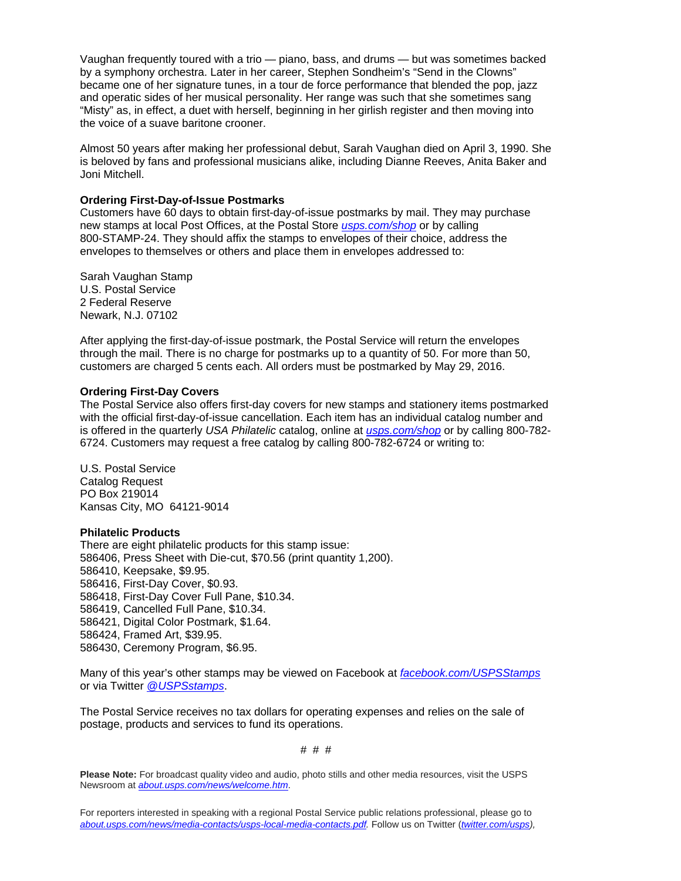Vaughan frequently toured with a trio — piano, bass, and drums — but was sometimes backed by a symphony orchestra. Later in her career, Stephen Sondheim's "Send in the Clowns" became one of her signature tunes, in a tour de force performance that blended the pop, jazz and operatic sides of her musical personality. Her range was such that she sometimes sang "Misty" as, in effect, a duet with herself, beginning in her girlish register and then moving into the voice of a suave baritone crooner.

Almost 50 years after making her professional debut, Sarah Vaughan died on April 3, 1990. She is beloved by fans and professional musicians alike, including Dianne Reeves, Anita Baker and Joni Mitchell.

**Ordering First-Day-of-Issue Postmarks**

Customers have 60 days to obtain first-day-of-issue postmarks by mail. They may purchase new stamps at local Post Offices, at the Postal Store *usps.com/shop* or by calling 800-STAMP-24. They should affix the stamps to envelopes of their choice, address the envelopes to themselves or others and place them in envelopes addressed to:

Sarah Vaughan Stamp
U.S. Postal Service
2 Federal Reserve
Newark, N.J. 07102

After applying the first-day-of-issue postmark, the Postal Service will return the envelopes through the mail. There is no charge for postmarks up to a quantity of 50. For more than 50, customers are charged 5 cents each. All orders must be postmarked by May 29, 2016.

**Ordering First-Day Covers**

The Postal Service also offers first-day covers for new stamps and stationery items postmarked with the official first-day-of-issue cancellation. Each item has an individual catalog number and is offered in the quarterly *USA Philatelic* catalog, online at *usps.com/shop* or by calling 800-782-6724. Customers may request a free catalog by calling 800-782-6724 or writing to:

U.S. Postal Service
Catalog Request
PO Box 219014
Kansas City, MO 64121-9014

**Philatelic Products**

There are eight philatelic products for this stamp issue:
586406, Press Sheet with Die-cut, $70.56 (print quantity 1,200).
586410, Keepsake, $9.95.
586416, First-Day Cover, $0.93.
586418, First-Day Cover Full Pane, $10.34.
586419, Cancelled Full Pane, $10.34.
586421, Digital Color Postmark, $1.64.
586424, Framed Art, $39.95.
586430, Ceremony Program, $6.95.

Many of this year's other stamps may be viewed on Facebook at *facebook.com/USPSStamps* or via Twitter *@USPSstamps*.

The Postal Service receives no tax dollars for operating expenses and relies on the sale of postage, products and services to fund its operations.

# # #

**Please Note:** For broadcast quality video and audio, photo stills and other media resources, visit the USPS Newsroom at *about.usps.com/news/welcome.htm*.

For reporters interested in speaking with a regional Postal Service public relations professional, please go to *about.usps.com/news/media-contacts/usps-local-media-contacts.pdf.* Follow us on Twitter (*twitter.com/usps*),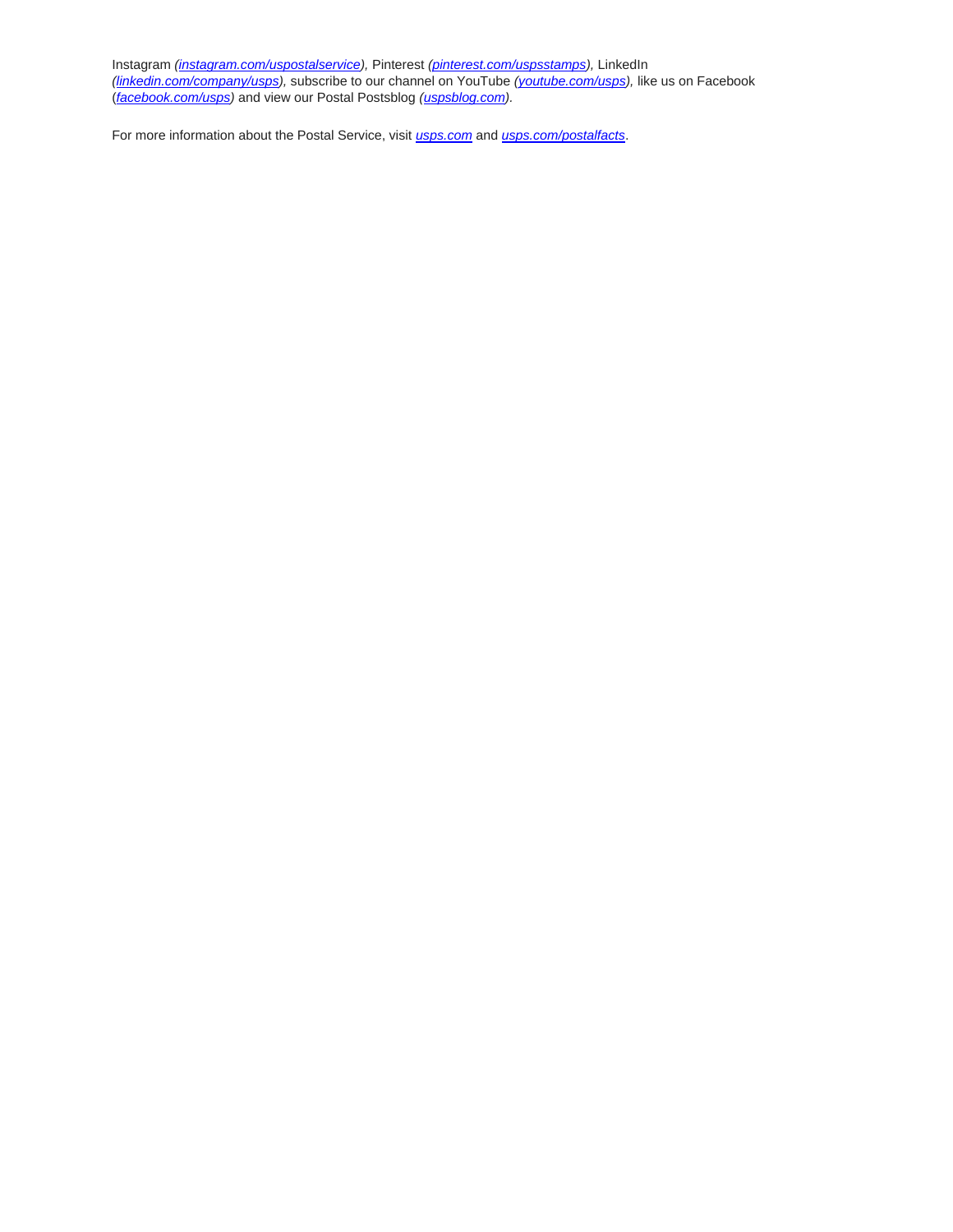Instagram *(instagram.com/uspostalservice),* Pinterest *(pinterest.com/uspsstamps),* LinkedIn *(linkedin.com/company/usps),* subscribe to our channel on YouTube *(youtube.com/usps),* like us on Facebook (*facebook.com/usps)* and view our Postal Postsblog *(uspsblog.com).*

For more information about the Postal Service, visit *usps.com* and *usps.com/postalfacts*.